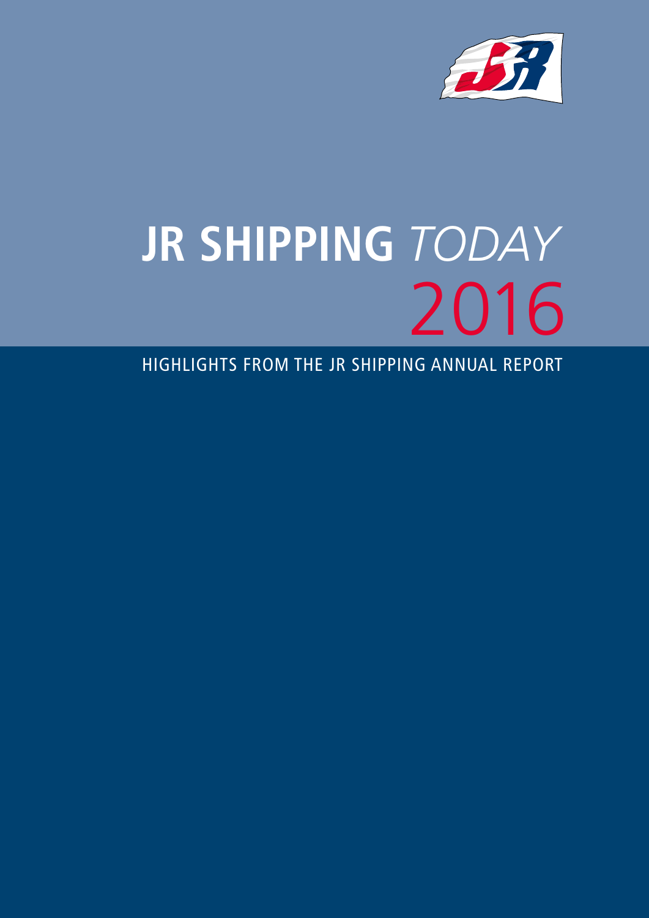# JR SHIPPING *TODAY* 2016

HIGHLIGHTS FROM THE JR SHIPPING ANNUAL REPORT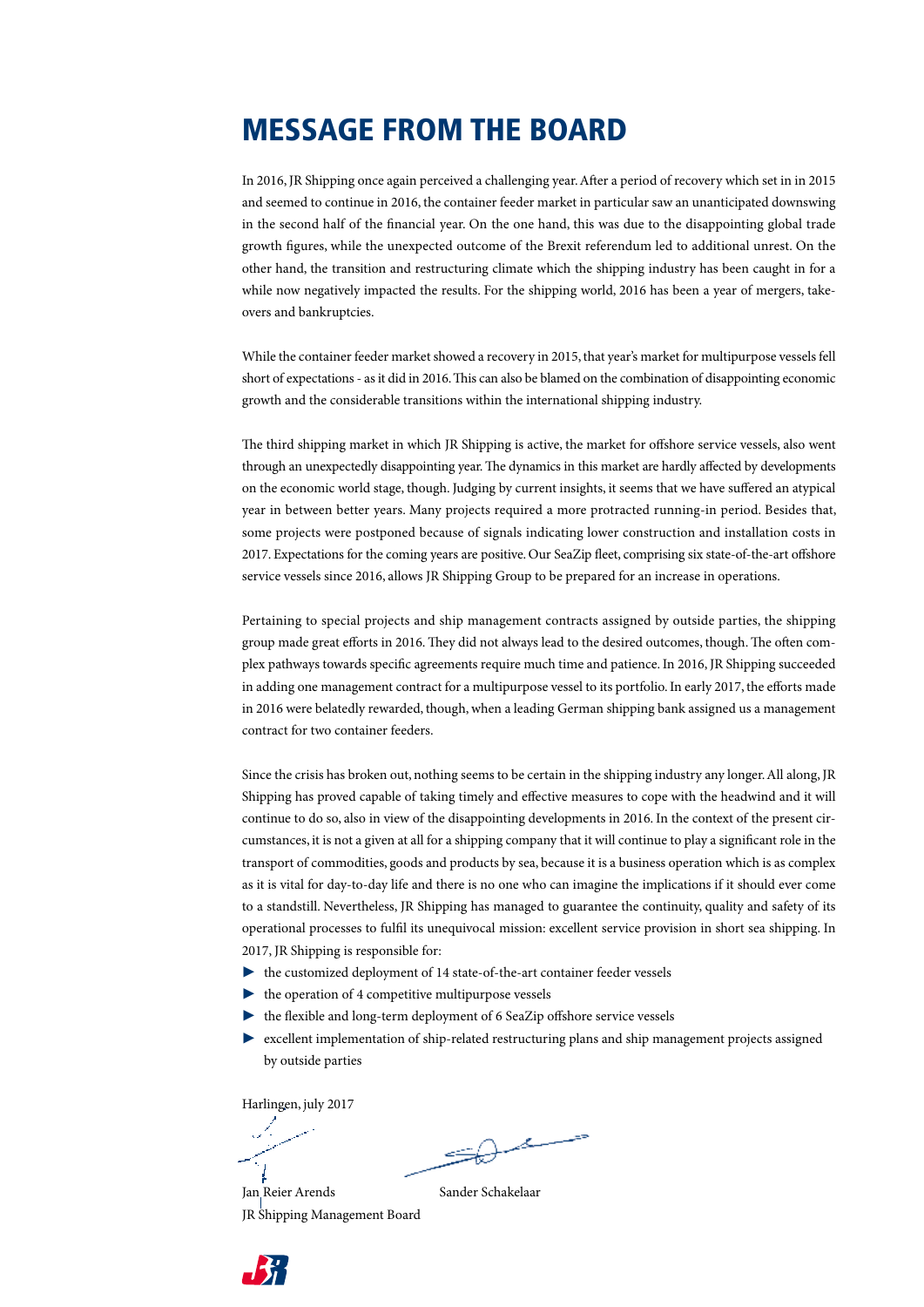# MESSAGE FROM THE BOARD

In 2016, JR Shipping once again perceived a challenging year. After a period of recovery which set in in 2015 and seemed to continue in 2016, the container feeder market in particular saw an unanticipated downswing in the second half of the financial year. On the one hand, this was due to the disappointing global trade growth figures, while the unexpected outcome of the Brexit referendum led to additional unrest. On the other hand, the transition and restructuring climate which the shipping industry has been caught in for a while now negatively impacted the results. For the shipping world, 2016 has been a year of mergers, take-overs and bankruptcies.

While the container feeder market showed a recovery in 2015, that year's market for multipurpose vessels fell short of expectations - as it did in 2016. This can also be blamed on the combination of disappointing economic growth and the considerable transitions within the international shipping industry.

The third shipping market in which JR Shipping is active, the market for offshore service vessels, also went through an unexpectedly disappointing year. The dynamics in this market are hardly affected by developments on the economic world stage, though. Judging by current insights, it seems that we have suffered an atypical year in between better years. Many projects required a more protracted running-in period. Besides that, some projects were postponed because of signals indicating lower construction and installation costs in 2017. Expectations for the coming years are positive. Our SeaZip fleet, comprising six state-of-the-art offshore service vessels since 2016, allows JR Shipping Group to be prepared for an increase in operations.

Pertaining to special projects and ship management contracts assigned by outside parties, the shipping group made great efforts in 2016. They did not always lead to the desired outcomes, though. The often complex pathways towards specific agreements require much time and patience. In 2016, JR Shipping succeeded in adding one management contract for a multipurpose vessel to its portfolio. In early 2017, the efforts made in 2016 were belatedly rewarded, though, when a leading German shipping bank assigned us a management contract for two container feeders.

Since the crisis has broken out, nothing seems to be certain in the shipping industry any longer. All along, JR Shipping has proved capable of taking timely and effective measures to cope with the headwind and it will continue to do so, also in view of the disappointing developments in 2016. In the context of the present circumstances, it is not a given at all for a shipping company that it will continue to play a significant role in the transport of commodities, goods and products by sea, because it is a business operation which is as complex as it is vital for day-to-day life and there is no one who can imagine the implications if it should ever come to a standstill. Nevertheless, JR Shipping has managed to guarantee the continuity, quality and safety of its operational processes to fulfil its unequivocal mission: excellent service provision in short sea shipping. In 2017, JR Shipping is responsible for:

- the customized deployment of 14 state-of-the-art container feeder vessels
- the operation of 4 competitive multipurpose vessels
- the flexible and long-term deployment of 6 SeaZip offshore service vessels
- excellent implementation of ship-related restructuring plans and ship management projects assigned by outside parties

Harlingen, july 2017

Jan Reier Arends  Sander Schakelaar

JR Shipping Management Board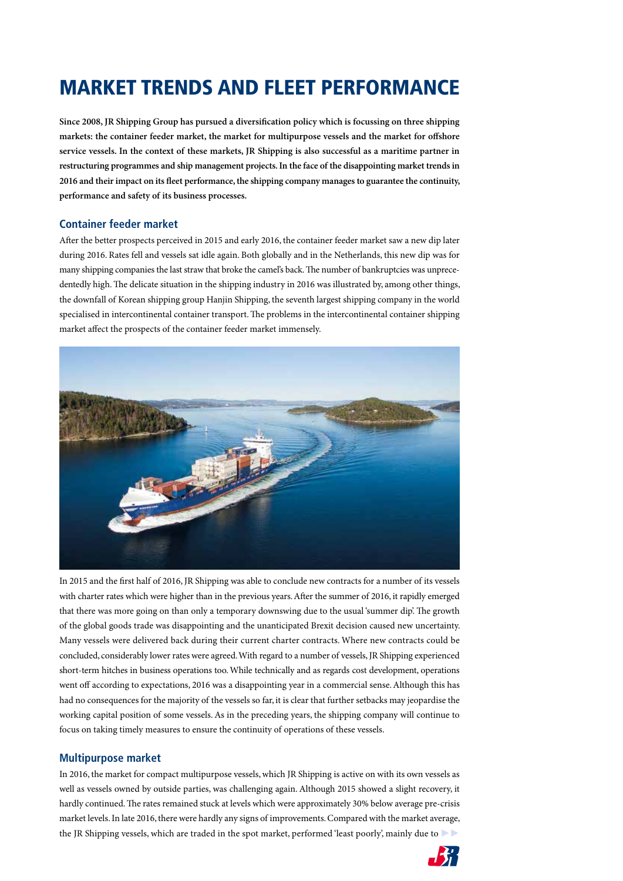# MARKET TRENDS AND FLEET PERFORMANCE

**Since 2008, JR Shipping Group has pursued a diversification policy which is focussing on three shipping markets: the container feeder market, the market for multipurpose vessels and the market for offshore service vessels. In the context of these markets, JR Shipping is also successful as a maritime partner in restructuring programmes and ship management projects. In the face of the disappointing market trends in 2016 and their impact on its fleet performance, the shipping company manages to guarantee the continuity, performance and safety of its business processes.**

## Container feeder market

After the better prospects perceived in 2015 and early 2016, the container feeder market saw a new dip later during 2016. Rates fell and vessels sat idle again. Both globally and in the Netherlands, this new dip was for many shipping companies the last straw that broke the camel's back. The number of bankruptcies was unprecedentedly high. The delicate situation in the shipping industry in 2016 was illustrated by, among other things, the downfall of Korean shipping group Hanjin Shipping, the seventh largest shipping company in the world specialised in intercontinental container transport. The problems in the intercontinental container shipping market affect the prospects of the container feeder market immensely.

In 2015 and the first half of 2016, JR Shipping was able to conclude new contracts for a number of its vessels with charter rates which were higher than in the previous years. After the summer of 2016, it rapidly emerged that there was more going on than only a temporary downswing due to the usual 'summer dip'. The growth of the global goods trade was disappointing and the unanticipated Brexit decision caused new uncertainty. Many vessels were delivered back during their current charter contracts. Where new contracts could be concluded, considerably lower rates were agreed. With regard to a number of vessels, JR Shipping experienced short-term hitches in business operations too. While technically and as regards cost development, operations went off according to expectations, 2016 was a disappointing year in a commercial sense. Although this has had no consequences for the majority of the vessels so far, it is clear that further setbacks may jeopardise the working capital position of some vessels. As in the preceding years, the shipping company will continue to focus on taking timely measures to ensure the continuity of operations of these vessels.

## Multipurpose market

In 2016, the market for compact multipurpose vessels, which JR Shipping is active on with its own vessels as well as vessels owned by outside parties, was challenging again. Although 2015 showed a slight recovery, it hardly continued. The rates remained stuck at levels which were approximately 30% below average pre-crisis market levels. In late 2016, there were hardly any signs of improvements. Compared with the market average, the JR Shipping vessels, which are traded in the spot market, performed 'least poorly', mainly due to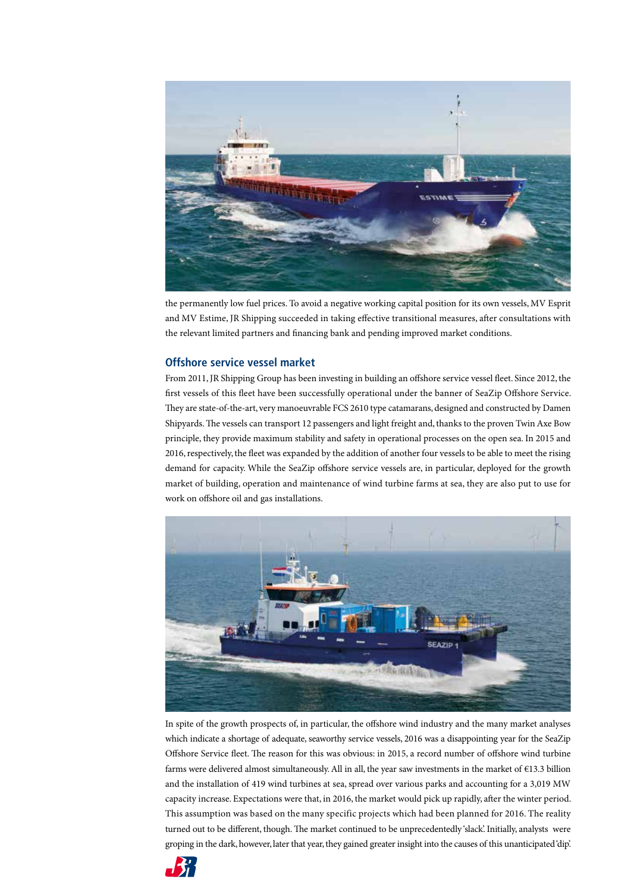the permanently low fuel prices. To avoid a negative working capital position for its own vessels, MV Esprit and MV Estime, JR Shipping succeeded in taking effective transitional measures, after consultations with the relevant limited partners and financing bank and pending improved market conditions.

## Offshore service vessel market

From 2011, JR Shipping Group has been investing in building an offshore service vessel fleet. Since 2012, the first vessels of this fleet have been successfully operational under the banner of SeaZip Offshore Service. They are state-of-the-art, very manoeuvrable FCS 2610 type catamarans, designed and constructed by Damen Shipyards. The vessels can transport 12 passengers and light freight and, thanks to the proven Twin Axe Bow principle, they provide maximum stability and safety in operational processes on the open sea. In 2015 and 2016, respectively, the fleet was expanded by the addition of another four vessels to be able to meet the rising demand for capacity. While the SeaZip offshore service vessels are, in particular, deployed for the growth market of building, operation and maintenance of wind turbine farms at sea, they are also put to use for work on offshore oil and gas installations.

In spite of the growth prospects of, in particular, the offshore wind industry and the many market analyses which indicate a shortage of adequate, seaworthy service vessels, 2016 was a disappointing year for the SeaZip Offshore Service fleet. The reason for this was obvious: in 2015, a record number of offshore wind turbine farms were delivered almost simultaneously. All in all, the year saw investments in the market of €13.3 billion and the installation of 419 wind turbines at sea, spread over various parks and accounting for a 3,019 MW capacity increase. Expectations were that, in 2016, the market would pick up rapidly, after the winter period. This assumption was based on the many specific projects which had been planned for 2016. The reality turned out to be different, though. The market continued to be unprecedentedly 'slack'. Initially, analysts were groping in the dark, however, later that year, they gained greater insight into the causes of this unanticipated 'dip'.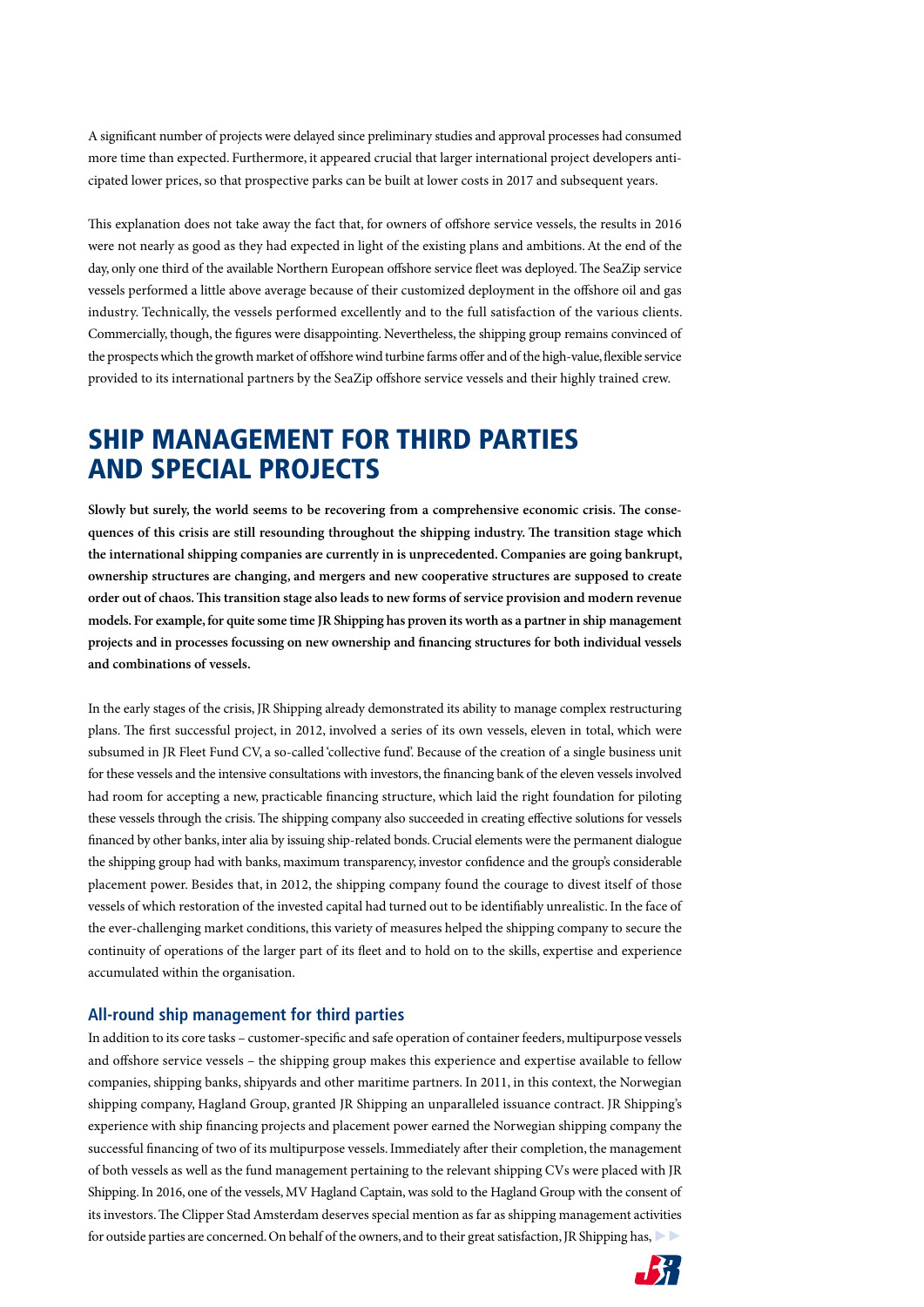A significant number of projects were delayed since preliminary studies and approval processes had consumed more time than expected. Furthermore, it appeared crucial that larger international project developers anticipated lower prices, so that prospective parks can be built at lower costs in 2017 and subsequent years.

This explanation does not take away the fact that, for owners of offshore service vessels, the results in 2016 were not nearly as good as they had expected in light of the existing plans and ambitions. At the end of the day, only one third of the available Northern European offshore service fleet was deployed. The SeaZip service vessels performed a little above average because of their customized deployment in the offshore oil and gas industry. Technically, the vessels performed excellently and to the full satisfaction of the various clients. Commercially, though, the figures were disappointing. Nevertheless, the shipping group remains convinced of the prospects which the growth market of offshore wind turbine farms offer and of the high-value, flexible service provided to its international partners by the SeaZip offshore service vessels and their highly trained crew.

# SHIP MANAGEMENT FOR THIRD PARTIES AND SPECIAL PROJECTS

**Slowly but surely, the world seems to be recovering from a comprehensive economic crisis. The consequences of this crisis are still resounding throughout the shipping industry. The transition stage which the international shipping companies are currently in is unprecedented. Companies are going bankrupt, ownership structures are changing, and mergers and new cooperative structures are supposed to create order out of chaos. This transition stage also leads to new forms of service provision and modern revenue models. For example, for quite some time JR Shipping has proven its worth as a partner in ship management projects and in processes focussing on new ownership and financing structures for both individual vessels and combinations of vessels.**

In the early stages of the crisis, JR Shipping already demonstrated its ability to manage complex restructuring plans. The first successful project, in 2012, involved a series of its own vessels, eleven in total, which were subsumed in JR Fleet Fund CV, a so-called 'collective fund'. Because of the creation of a single business unit for these vessels and the intensive consultations with investors, the financing bank of the eleven vessels involved had room for accepting a new, practicable financing structure, which laid the right foundation for piloting these vessels through the crisis. The shipping company also succeeded in creating effective solutions for vessels financed by other banks, inter alia by issuing ship-related bonds. Crucial elements were the permanent dialogue the shipping group had with banks, maximum transparency, investor confidence and the group's considerable placement power. Besides that, in 2012, the shipping company found the courage to divest itself of those vessels of which restoration of the invested capital had turned out to be identifiably unrealistic. In the face of the ever-challenging market conditions, this variety of measures helped the shipping company to secure the continuity of operations of the larger part of its fleet and to hold on to the skills, expertise and experience accumulated within the organisation.

## All-round ship management for third parties

In addition to its core tasks – customer-specific and safe operation of container feeders, multipurpose vessels and offshore service vessels – the shipping group makes this experience and expertise available to fellow companies, shipping banks, shipyards and other maritime partners. In 2011, in this context, the Norwegian shipping company, Hagland Group, granted JR Shipping an unparalleled issuance contract. JR Shipping's experience with ship financing projects and placement power earned the Norwegian shipping company the successful financing of two of its multipurpose vessels. Immediately after their completion, the management of both vessels as well as the fund management pertaining to the relevant shipping CVs were placed with JR Shipping. In 2016, one of the vessels, MV Hagland Captain, was sold to the Hagland Group with the consent of its investors. The Clipper Stad Amsterdam deserves special mention as far as shipping management activities for outside parties are concerned. On behalf of the owners, and to their great satisfaction, JR Shipping has,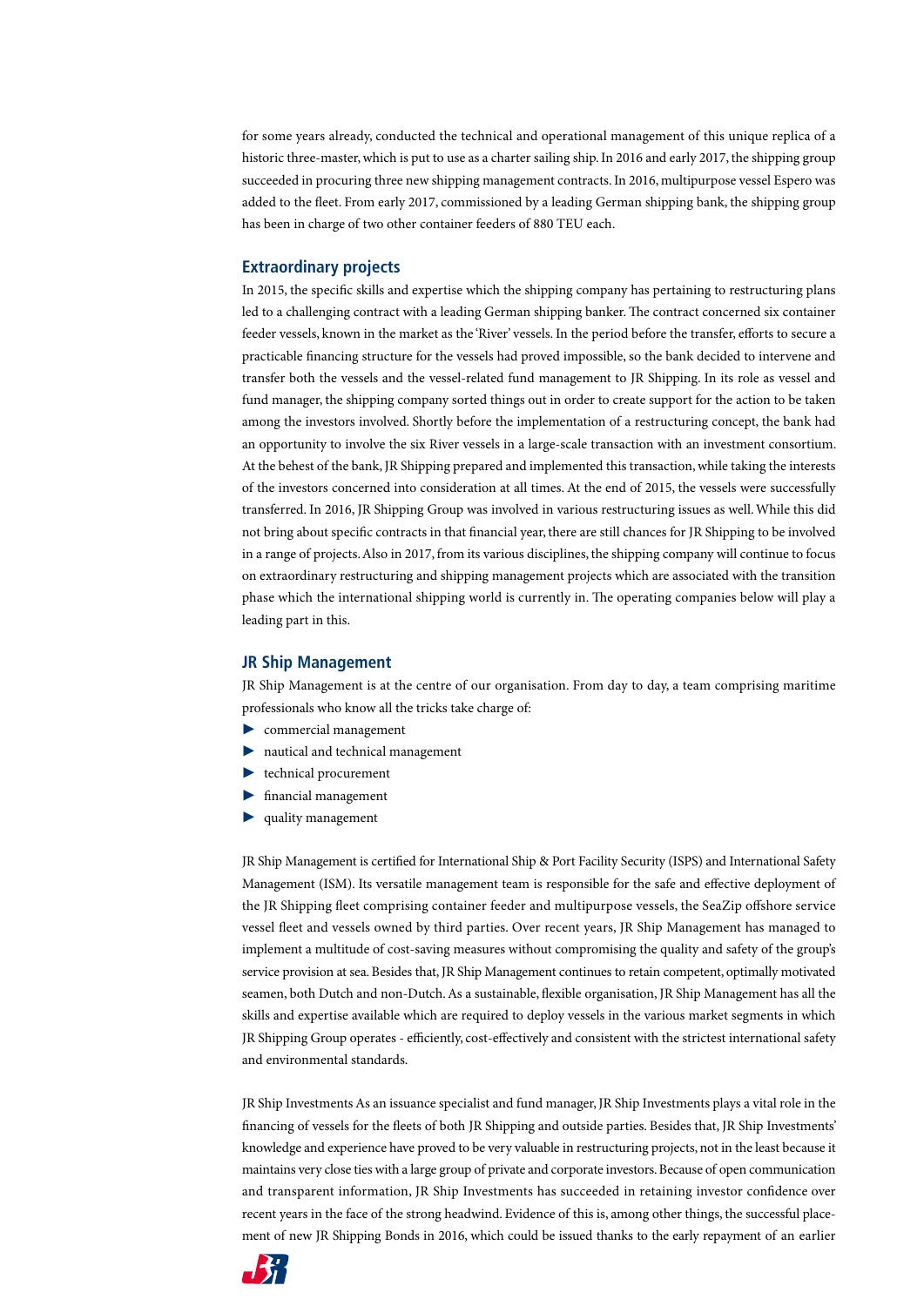for some years already, conducted the technical and operational management of this unique replica of a historic three-master, which is put to use as a charter sailing ship. In 2016 and early 2017, the shipping group succeeded in procuring three new shipping management contracts. In 2016, multipurpose vessel Espero was added to the fleet. From early 2017, commissioned by a leading German shipping bank, the shipping group has been in charge of two other container feeders of 880 TEU each.

### Extraordinary projects

In 2015, the specific skills and expertise which the shipping company has pertaining to restructuring plans led to a challenging contract with a leading German shipping banker. The contract concerned six container feeder vessels, known in the market as the 'River' vessels. In the period before the transfer, efforts to secure a practicable financing structure for the vessels had proved impossible, so the bank decided to intervene and transfer both the vessels and the vessel-related fund management to JR Shipping. In its role as vessel and fund manager, the shipping company sorted things out in order to create support for the action to be taken among the investors involved. Shortly before the implementation of a restructuring concept, the bank had an opportunity to involve the six River vessels in a large-scale transaction with an investment consortium. At the behest of the bank, JR Shipping prepared and implemented this transaction, while taking the interests of the investors concerned into consideration at all times. At the end of 2015, the vessels were successfully transferred. In 2016, JR Shipping Group was involved in various restructuring issues as well. While this did not bring about specific contracts in that financial year, there are still chances for JR Shipping to be involved in a range of projects. Also in 2017, from its various disciplines, the shipping company will continue to focus on extraordinary restructuring and shipping management projects which are associated with the transition phase which the international shipping world is currently in. The operating companies below will play a leading part in this.

### JR Ship Management

JR Ship Management is at the centre of our organisation. From day to day, a team comprising maritime professionals who know all the tricks take charge of:

- commercial management
- nautical and technical management
- technical procurement
- financial management
- quality management

JR Ship Management is certified for International Ship & Port Facility Security (ISPS) and International Safety Management (ISM). Its versatile management team is responsible for the safe and effective deployment of the JR Shipping fleet comprising container feeder and multipurpose vessels, the SeaZip offshore service vessel fleet and vessels owned by third parties. Over recent years, JR Ship Management has managed to implement a multitude of cost-saving measures without compromising the quality and safety of the group's service provision at sea. Besides that, JR Ship Management continues to retain competent, optimally motivated seamen, both Dutch and non-Dutch. As a sustainable, flexible organisation, JR Ship Management has all the skills and expertise available which are required to deploy vessels in the various market segments in which JR Shipping Group operates - efficiently, cost-effectively and consistent with the strictest international safety and environmental standards.

JR Ship Investments As an issuance specialist and fund manager, JR Ship Investments plays a vital role in the financing of vessels for the fleets of both JR Shipping and outside parties. Besides that, JR Ship Investments' knowledge and experience have proved to be very valuable in restructuring projects, not in the least because it maintains very close ties with a large group of private and corporate investors. Because of open communication and transparent information, JR Ship Investments has succeeded in retaining investor confidence over recent years in the face of the strong headwind. Evidence of this is, among other things, the successful placement of new JR Shipping Bonds in 2016, which could be issued thanks to the early repayment of an earlier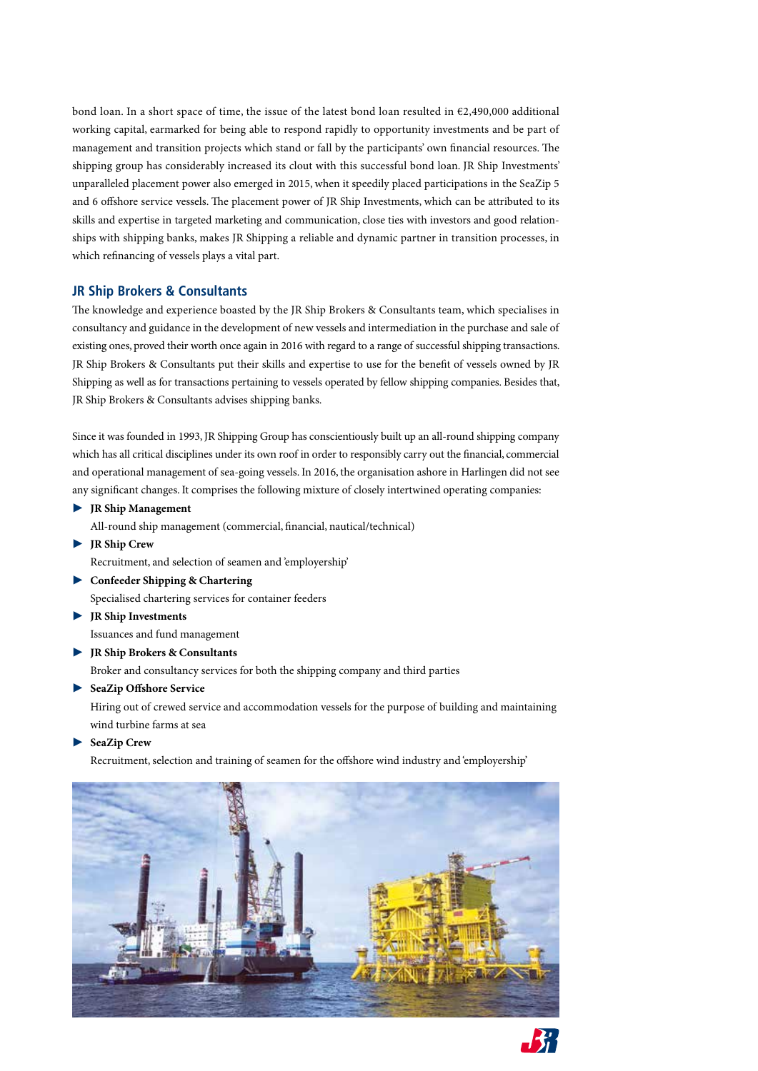bond loan. In a short space of time, the issue of the latest bond loan resulted in €2,490,000 additional working capital, earmarked for being able to respond rapidly to opportunity investments and be part of management and transition projects which stand or fall by the participants' own financial resources. The shipping group has considerably increased its clout with this successful bond loan. JR Ship Investments' unparalleled placement power also emerged in 2015, when it speedily placed participations in the SeaZip 5 and 6 offshore service vessels. The placement power of JR Ship Investments, which can be attributed to its skills and expertise in targeted marketing and communication, close ties with investors and good relationships with shipping banks, makes JR Shipping a reliable and dynamic partner in transition processes, in which refinancing of vessels plays a vital part.

## JR Ship Brokers & Consultants

The knowledge and experience boasted by the JR Ship Brokers & Consultants team, which specialises in consultancy and guidance in the development of new vessels and intermediation in the purchase and sale of existing ones, proved their worth once again in 2016 with regard to a range of successful shipping transactions. JR Ship Brokers & Consultants put their skills and expertise to use for the benefit of vessels owned by JR Shipping as well as for transactions pertaining to vessels operated by fellow shipping companies. Besides that, JR Ship Brokers & Consultants advises shipping banks.

Since it was founded in 1993, JR Shipping Group has conscientiously built up an all-round shipping company which has all critical disciplines under its own roof in order to responsibly carry out the financial, commercial and operational management of sea-going vessels. In 2016, the organisation ashore in Harlingen did not see any significant changes. It comprises the following mixture of closely intertwined operating companies:

- **JR Ship Management**
  All-round ship management (commercial, financial, nautical/technical)
- **JR Ship Crew**
  Recruitment, and selection of seamen and 'employership'
- **Confeeder Shipping & Chartering**
  Specialised chartering services for container feeders
- **JR Ship Investments**
  Issuances and fund management
- **JR Ship Brokers & Consultants**
  Broker and consultancy services for both the shipping company and third parties
- **SeaZip Offshore Service**
  Hiring out of crewed service and accommodation vessels for the purpose of building and maintaining wind turbine farms at sea
- **SeaZip Crew**
  Recruitment, selection and training of seamen for the offshore wind industry and 'employership'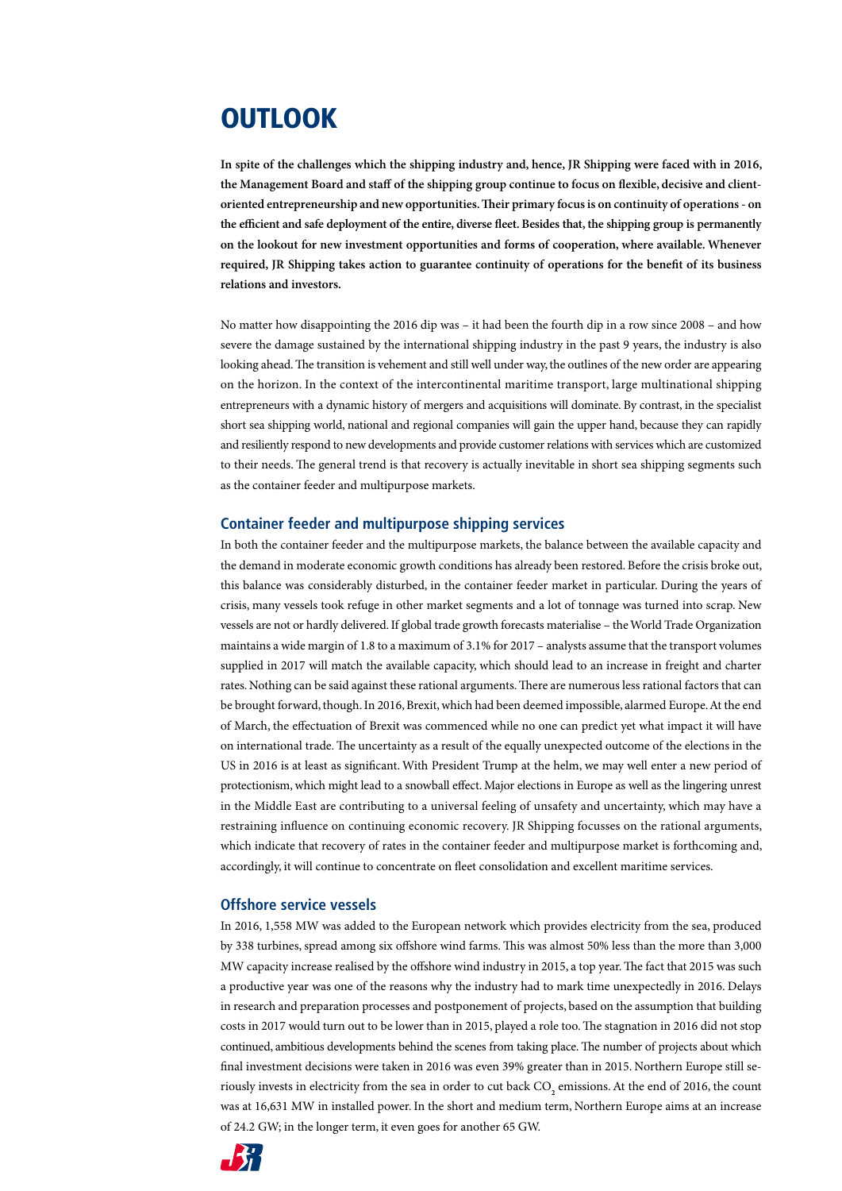# OUTLOOK

**In spite of the challenges which the shipping industry and, hence, JR Shipping were faced with in 2016, the Management Board and staff of the shipping group continue to focus on flexible, decisive and client-oriented entrepreneurship and new opportunities. Their primary focus is on continuity of operations - on the efficient and safe deployment of the entire, diverse fleet. Besides that, the shipping group is permanently on the lookout for new investment opportunities and forms of cooperation, where available. Whenever required, JR Shipping takes action to guarantee continuity of operations for the benefit of its business relations and investors.**

No matter how disappointing the 2016 dip was – it had been the fourth dip in a row since 2008 – and how severe the damage sustained by the international shipping industry in the past 9 years, the industry is also looking ahead. The transition is vehement and still well under way, the outlines of the new order are appearing on the horizon. In the context of the intercontinental maritime transport, large multinational shipping entrepreneurs with a dynamic history of mergers and acquisitions will dominate. By contrast, in the specialist short sea shipping world, national and regional companies will gain the upper hand, because they can rapidly and resiliently respond to new developments and provide customer relations with services which are customized to their needs. The general trend is that recovery is actually inevitable in short sea shipping segments such as the container feeder and multipurpose markets.

### Container feeder and multipurpose shipping services

In both the container feeder and the multipurpose markets, the balance between the available capacity and the demand in moderate economic growth conditions has already been restored. Before the crisis broke out, this balance was considerably disturbed, in the container feeder market in particular. During the years of crisis, many vessels took refuge in other market segments and a lot of tonnage was turned into scrap. New vessels are not or hardly delivered. If global trade growth forecasts materialise – the World Trade Organization maintains a wide margin of 1.8 to a maximum of 3.1% for 2017 – analysts assume that the transport volumes supplied in 2017 will match the available capacity, which should lead to an increase in freight and charter rates. Nothing can be said against these rational arguments. There are numerous less rational factors that can be brought forward, though. In 2016, Brexit, which had been deemed impossible, alarmed Europe. At the end of March, the effectuation of Brexit was commenced while no one can predict yet what impact it will have on international trade. The uncertainty as a result of the equally unexpected outcome of the elections in the US in 2016 is at least as significant. With President Trump at the helm, we may well enter a new period of protectionism, which might lead to a snowball effect. Major elections in Europe as well as the lingering unrest in the Middle East are contributing to a universal feeling of unsafety and uncertainty, which may have a restraining influence on continuing economic recovery. JR Shipping focusses on the rational arguments, which indicate that recovery of rates in the container feeder and multipurpose market is forthcoming and, accordingly, it will continue to concentrate on fleet consolidation and excellent maritime services.

### Offshore service vessels

In 2016, 1,558 MW was added to the European network which provides electricity from the sea, produced by 338 turbines, spread among six offshore wind farms. This was almost 50% less than the more than 3,000 MW capacity increase realised by the offshore wind industry in 2015, a top year. The fact that 2015 was such a productive year was one of the reasons why the industry had to mark time unexpectedly in 2016. Delays in research and preparation processes and postponement of projects, based on the assumption that building costs in 2017 would turn out to be lower than in 2015, played a role too. The stagnation in 2016 did not stop continued, ambitious developments behind the scenes from taking place. The number of projects about which final investment decisions were taken in 2016 was even 39% greater than in 2015. Northern Europe still seriously invests in electricity from the sea in order to cut back $CO_2$ emissions. At the end of 2016, the count was at 16,631 MW in installed power. In the short and medium term, Northern Europe aims at an increase of 24.2 GW; in the longer term, it even goes for another 65 GW.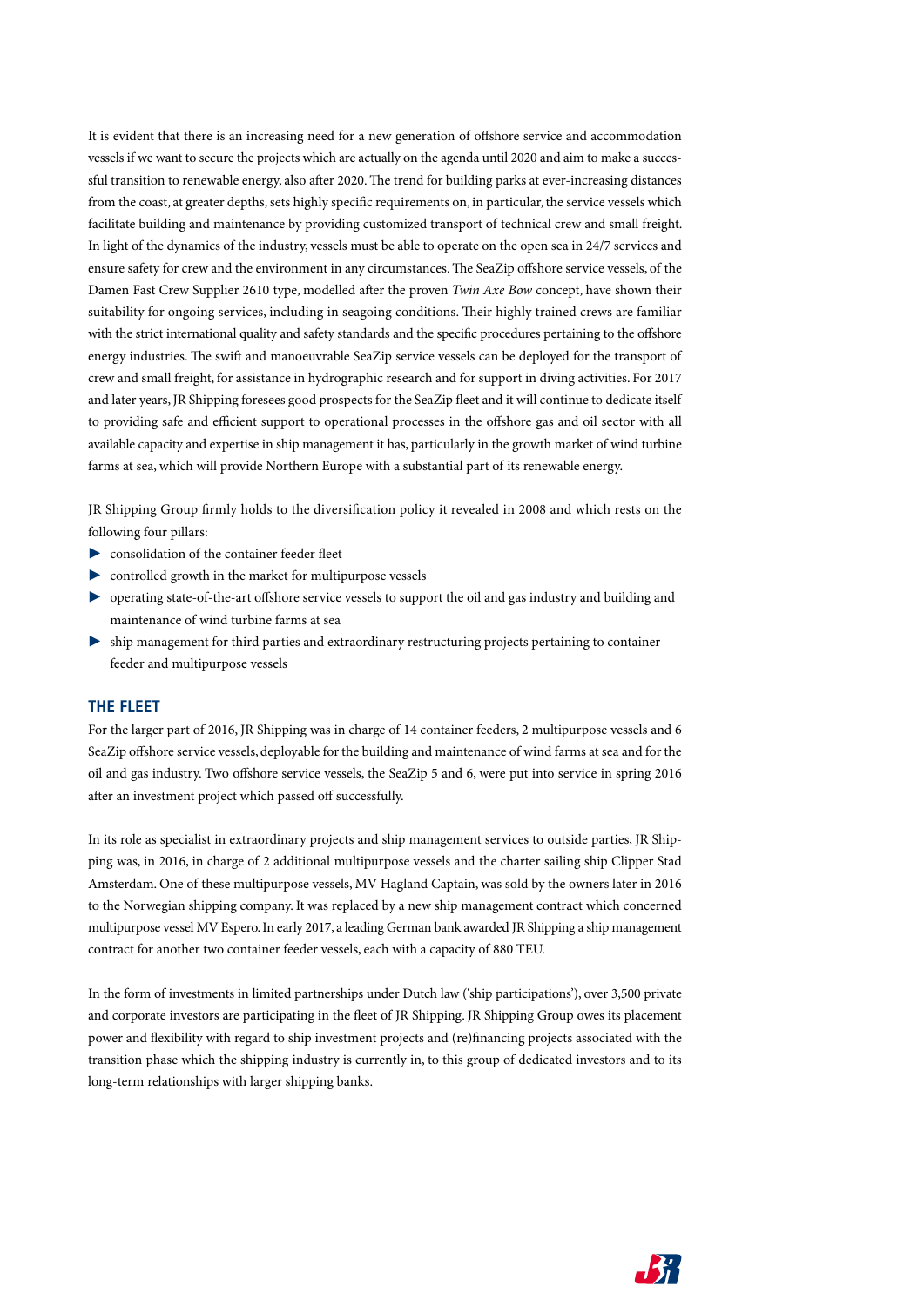It is evident that there is an increasing need for a new generation of offshore service and accommodation vessels if we want to secure the projects which are actually on the agenda until 2020 and aim to make a successful transition to renewable energy, also after 2020. The trend for building parks at ever-increasing distances from the coast, at greater depths, sets highly specific requirements on, in particular, the service vessels which facilitate building and maintenance by providing customized transport of technical crew and small freight. In light of the dynamics of the industry, vessels must be able to operate on the open sea in 24/7 services and ensure safety for crew and the environment in any circumstances. The SeaZip offshore service vessels, of the Damen Fast Crew Supplier 2610 type, modelled after the proven *Twin Axe Bow* concept, have shown their suitability for ongoing services, including in seagoing conditions. Their highly trained crews are familiar with the strict international quality and safety standards and the specific procedures pertaining to the offshore energy industries. The swift and manoeuvrable SeaZip service vessels can be deployed for the transport of crew and small freight, for assistance in hydrographic research and for support in diving activities. For 2017 and later years, JR Shipping foresees good prospects for the SeaZip fleet and it will continue to dedicate itself to providing safe and efficient support to operational processes in the offshore gas and oil sector with all available capacity and expertise in ship management it has, particularly in the growth market of wind turbine farms at sea, which will provide Northern Europe with a substantial part of its renewable energy.

JR Shipping Group firmly holds to the diversification policy it revealed in 2008 and which rests on the following four pillars:

- consolidation of the container feeder fleet
- controlled growth in the market for multipurpose vessels
- operating state-of-the-art offshore service vessels to support the oil and gas industry and building and maintenance of wind turbine farms at sea
- ship management for third parties and extraordinary restructuring projects pertaining to container feeder and multipurpose vessels

## THE FLEET

For the larger part of 2016, JR Shipping was in charge of 14 container feeders, 2 multipurpose vessels and 6 SeaZip offshore service vessels, deployable for the building and maintenance of wind farms at sea and for the oil and gas industry. Two offshore service vessels, the SeaZip 5 and 6, were put into service in spring 2016 after an investment project which passed off successfully.

In its role as specialist in extraordinary projects and ship management services to outside parties, JR Shipping was, in 2016, in charge of 2 additional multipurpose vessels and the charter sailing ship Clipper Stad Amsterdam. One of these multipurpose vessels, MV Hagland Captain, was sold by the owners later in 2016 to the Norwegian shipping company. It was replaced by a new ship management contract which concerned multipurpose vessel MV Espero. In early 2017, a leading German bank awarded JR Shipping a ship management contract for another two container feeder vessels, each with a capacity of 880 TEU.

In the form of investments in limited partnerships under Dutch law ('ship participations'), over 3,500 private and corporate investors are participating in the fleet of JR Shipping. JR Shipping Group owes its placement power and flexibility with regard to ship investment projects and (re)financing projects associated with the transition phase which the shipping industry is currently in, to this group of dedicated investors and to its long-term relationships with larger shipping banks.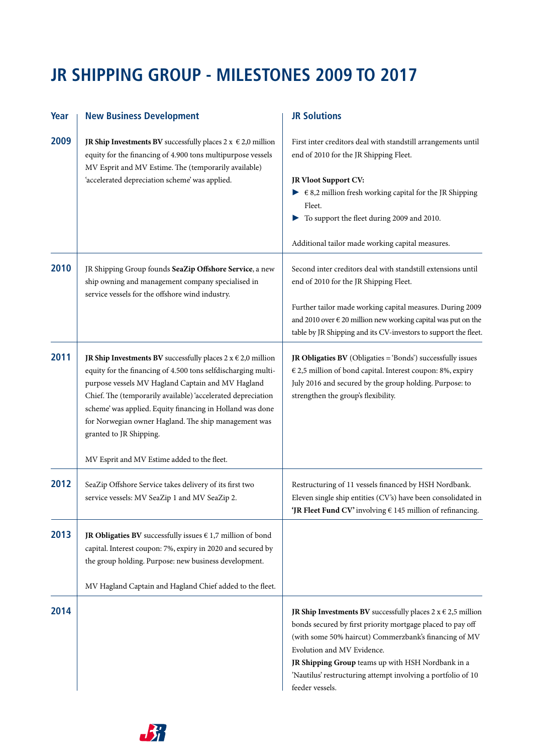# JR SHIPPING GROUP - MILESTONES 2009 TO 2017

| Year | New Business Development | JR Solutions |
|---|---|---|
| **2009** | **JR Ship Investments BV** successfully places 2 x € 2,0 million equity for the financing of 4.900 tons multipurpose vessels MV Esprit and MV Estime. The (temporarily available) 'accelerated depreciation scheme' was applied. | First inter creditors deal with standstill arrangements until end of 2010 for the JR Shipping Fleet.<br><br>**JR Vloot Support CV:**<br>► € 8,2 million fresh working capital for the JR Shipping Fleet.<br>► To support the fleet during 2009 and 2010.<br><br>Additional tailor made working capital measures. |
| **2010** | JR Shipping Group founds **SeaZip Offshore Service**, a new ship owning and management company specialised in service vessels for the offshore wind industry. | Second inter creditors deal with standstill extensions until end of 2010 for the JR Shipping Fleet.<br><br>Further tailor made working capital measures. During 2009 and 2010 over € 20 million new working capital was put on the table by JR Shipping and its CV-investors to support the fleet. |
| **2011** | **JR Ship Investments BV** successfully places 2 x € 2,0 million equity for the financing of 4.500 tons selfdischarging multi-purpose vessels MV Hagland Captain and MV Hagland Chief. The (temporarily available) 'accelerated depreciation scheme' was applied. Equity financing in Holland was done for Norwegian owner Hagland. The ship management was granted to JR Shipping.<br><br>MV Esprit and MV Estime added to the fleet. | **JR Obligaties BV** (Obligaties = 'Bonds') successfully issues € 2,5 million of bond capital. Interest coupon: 8%, expiry July 2016 and secured by the group holding. Purpose: to strengthen the group's flexibility. |
| **2012** | SeaZip Offshore Service takes delivery of its first two service vessels: MV SeaZip 1 and MV SeaZip 2. | Restructuring of 11 vessels financed by HSH Nordbank. Eleven single ship entities (CV's) have been consolidated in **'JR Fleet Fund CV'** involving € 145 million of refinancing. |
| **2013** | **JR Obligaties BV** successfully issues € 1,7 million of bond capital. Interest coupon: 7%, expiry in 2020 and secured by the group holding. Purpose: new business development.<br><br>MV Hagland Captain and Hagland Chief added to the fleet. | |
| **2014** | | **JR Ship Investments BV** successfully places 2 x € 2,5 million bonds secured by first priority mortgage placed to pay off (with some 50% haircut) Commerzbank's financing of MV Evolution and MV Evidence.<br>**JR Shipping Group** teams up with HSH Nordbank in a 'Nautilus' restructuring attempt involving a portfolio of 10 feeder vessels. |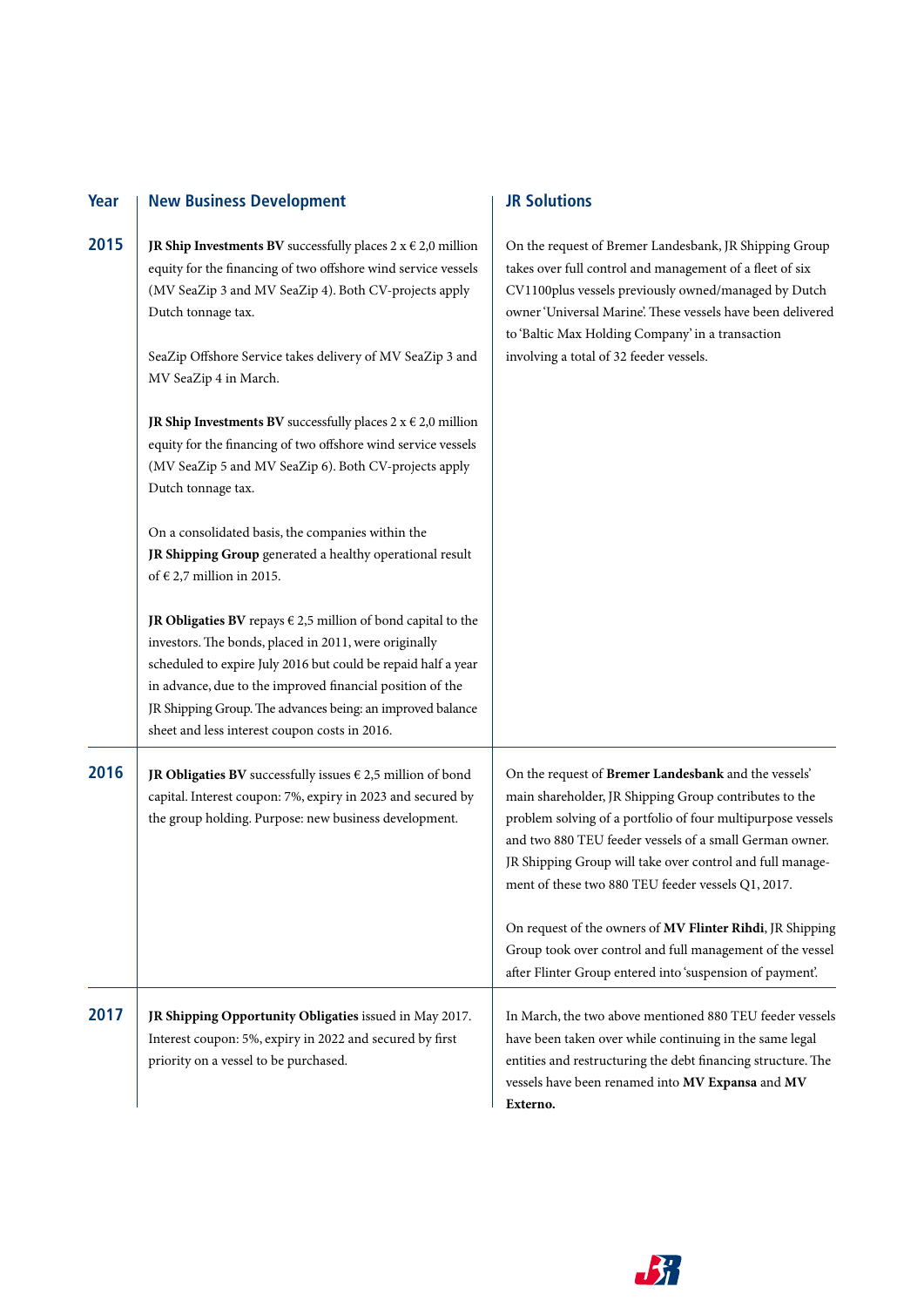| Year | New Business Development | JR Solutions |
|---|---|---|
| **2015** | **JR Ship Investments BV** successfully places 2 x € 2,0 million equity for the financing of two offshore wind service vessels (MV SeaZip 3 and MV SeaZip 4). Both CV-projects apply Dutch tonnage tax.<br><br>SeaZip Offshore Service takes delivery of MV SeaZip 3 and MV SeaZip 4 in March.<br><br>**JR Ship Investments BV** successfully places 2 x € 2,0 million equity for the financing of two offshore wind service vessels (MV SeaZip 5 and MV SeaZip 6). Both CV-projects apply Dutch tonnage tax.<br><br>On a consolidated basis, the companies within the **JR Shipping Group** generated a healthy operational result of € 2,7 million in 2015.<br><br>**JR Obligaties BV** repays € 2,5 million of bond capital to the investors. The bonds, placed in 2011, were originally scheduled to expire July 2016 but could be repaid half a year in advance, due to the improved financial position of the JR Shipping Group. The advances being: an improved balance sheet and less interest coupon costs in 2016. | On the request of Bremer Landesbank, JR Shipping Group takes over full control and management of a fleet of six CV1100plus vessels previously owned/managed by Dutch owner 'Universal Marine'. These vessels have been delivered to 'Baltic Max Holding Company' in a transaction involving a total of 32 feeder vessels. |
| **2016** | **JR Obligaties BV** successfully issues € 2,5 million of bond capital. Interest coupon: 7%, expiry in 2023 and secured by the group holding. Purpose: new business development. | On the request of **Bremer Landesbank** and the vessels' main shareholder, JR Shipping Group contributes to the problem solving of a portfolio of four multipurpose vessels and two 880 TEU feeder vessels of a small German owner. JR Shipping Group will take over control and full management of these two 880 TEU feeder vessels Q1, 2017.<br><br>On request of the owners of **MV Flinter Rihdi**, JR Shipping Group took over control and full management of the vessel after Flinter Group entered into 'suspension of payment'. |
| **2017** | **JR Shipping Opportunity Obligaties** issued in May 2017. Interest coupon: 5%, expiry in 2022 and secured by first priority on a vessel to be purchased. | In March, the two above mentioned 880 TEU feeder vessels have been taken over while continuing in the same legal entities and restructuring the debt financing structure. The vessels have been renamed into **MV Expansa** and **MV Externo.** |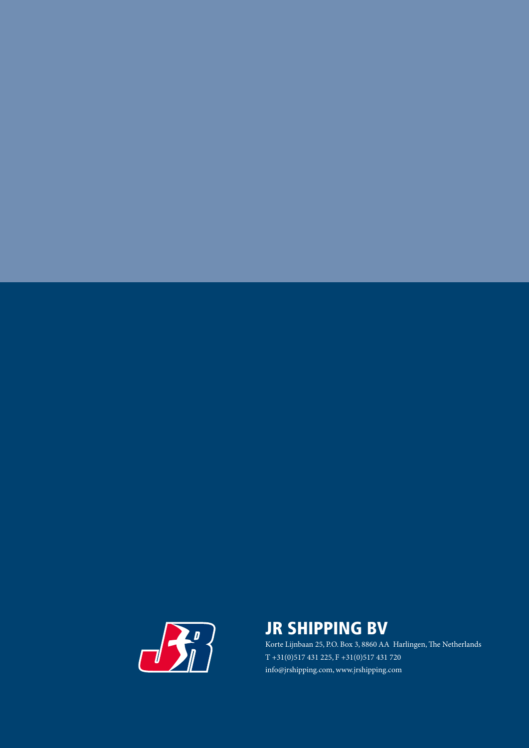# JR SHIPPING BV

Korte Lijnbaan 25, P.O. Box 3, 8860 AA  Harlingen, The Netherlands
T +31(0)517 431 225, F +31(0)517 431 720
info@jrshipping.com, www.jrshipping.com